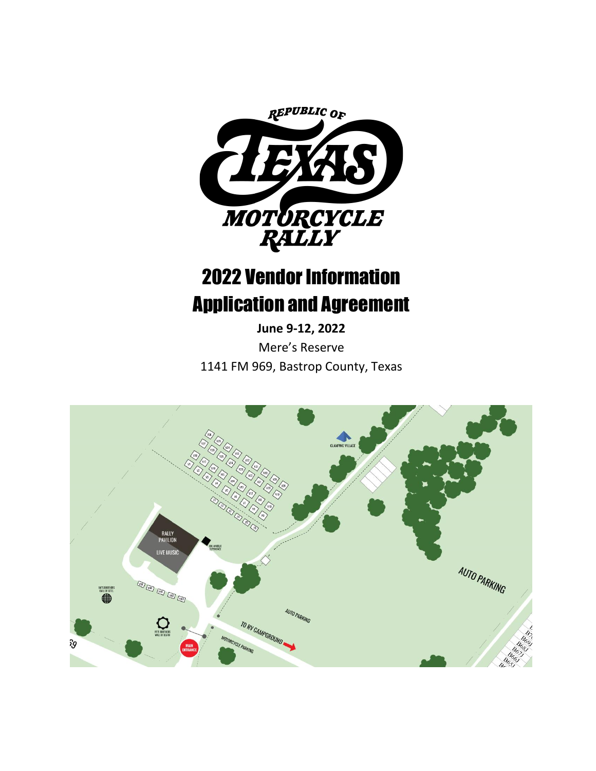# 2022 Vendor Information Application and Agreement

**June 9-12, 2022**

Mere's Reserve

1141 FM 969, Bastrop County, Texas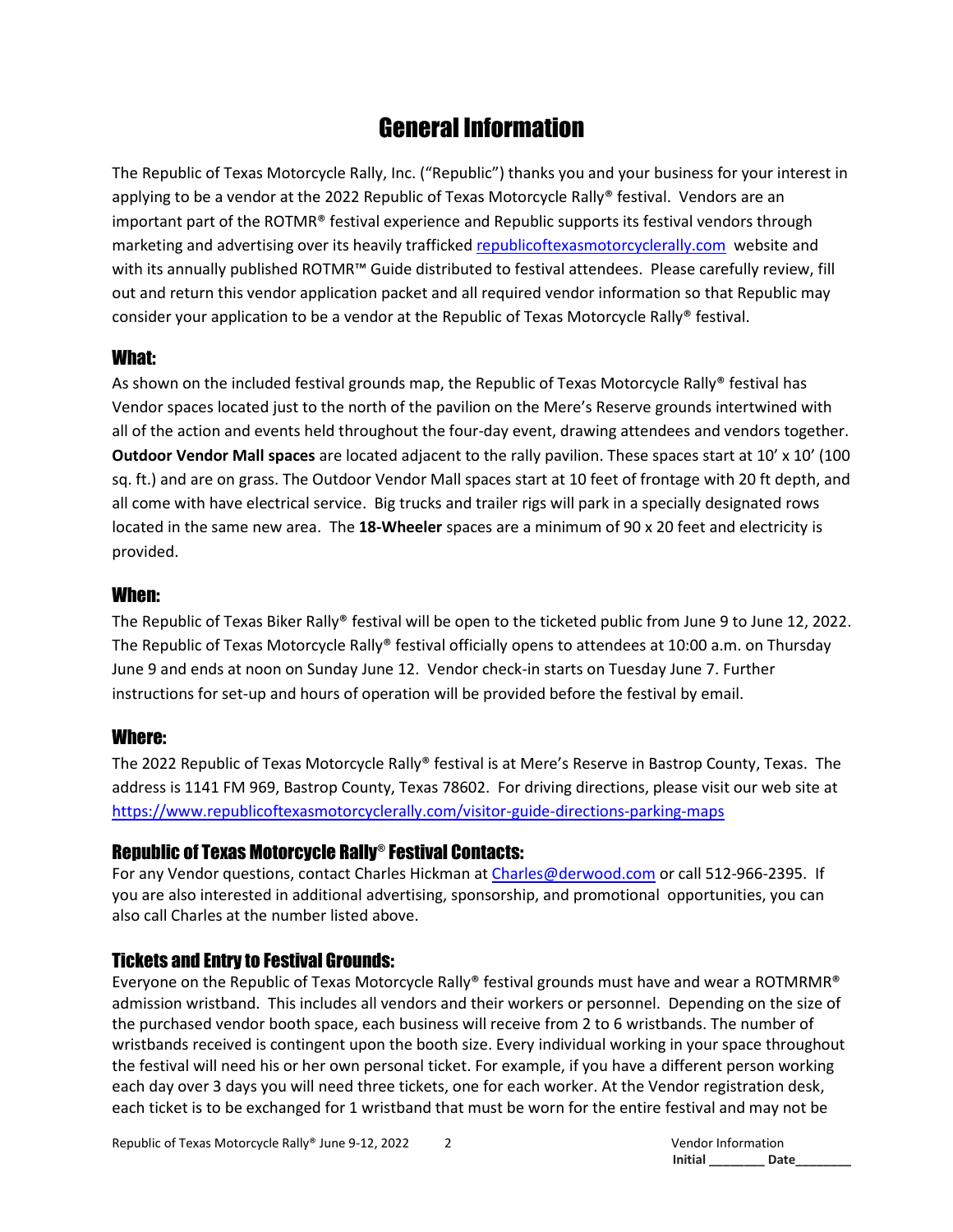# General Information

The Republic of Texas Motorcycle Rally, Inc. ("Republic") thanks you and your business for your interest in applying to be a vendor at the 2022 Republic of Texas Motorcycle Rally® festival. Vendors are an important part of the ROTMR® festival experience and Republic supports its festival vendors through marketing and advertising over its heavily trafficked [republicoftexasmotorcyclerally.com](republicoftexasmotorcyclerally.com) website and with its annually published ROTMR™ Guide distributed to festival attendees. Please carefully review, fill out and return this vendor application packet and all required vendor information so that Republic may consider your application to be a vendor at the Republic of Texas Motorcycle Rally® festival.

## What:

As shown on the included festival grounds map, the Republic of Texas Motorcycle Rally® festival has Vendor spaces located just to the north of the pavilion on the Mere's Reserve grounds intertwined with all of the action and events held throughout the four-day event, drawing attendees and vendors together. **Outdoor Vendor Mall spaces** are located adjacent to the rally pavilion. These spaces start at 10' x 10' (100 sq. ft.) and are on grass. The Outdoor Vendor Mall spaces start at 10 feet of frontage with 20 ft depth, and all come with have electrical service. Big trucks and trailer rigs will park in a specially designated rows located in the same new area. The **18-Wheeler** spaces are a minimum of 90 x 20 feet and electricity is provided.

## When:

The Republic of Texas Biker Rally® festival will be open to the ticketed public from June 9 to June 12, 2022. The Republic of Texas Motorcycle Rally® festival officially opens to attendees at 10:00 a.m. on Thursday June 9 and ends at noon on Sunday June 12. Vendor check-in starts on Tuesday June 7. Further instructions for set-up and hours of operation will be provided before the festival by email.

## Where:

The 2022 Republic of Texas Motorcycle Rally® festival is at Mere's Reserve in Bastrop County, Texas. The address is 1141 FM 969, Bastrop County, Texas 78602. For driving directions, please visit our web site at [https://www.republicoftexasmotorcyclerally.com/visitor-guide-directions-parking-maps](https://www.republicoftexasmotorcyclerally.com/visitor-guide-directions-parking-maps)

## Republic of Texas Motorcycle Rally® Festival Contacts:

For any Vendor questions, contact Charles Hickman at [Charles@derwood.com](mailto:Charles@derwood.com) or call 512-966-2395. If you are also interested in additional advertising, sponsorship, and promotional opportunities, you can also call Charles at the number listed above.

## Tickets and Entry to Festival Grounds:

Everyone on the Republic of Texas Motorcycle Rally® festival grounds must have and wear a ROTMRMR® admission wristband. This includes all vendors and their workers or personnel. Depending on the size of the purchased vendor booth space, each business will receive from 2 to 6 wristbands. The number of wristbands received is contingent upon the booth size. Every individual working in your space throughout the festival will need his or her own personal ticket. For example, if you have a different person working each day over 3 days you will need three tickets, one for each worker. At the Vendor registration desk, each ticket is to be exchanged for 1 wristband that must be worn for the entire festival and may not be

Vendor Information
Initial ________ Date________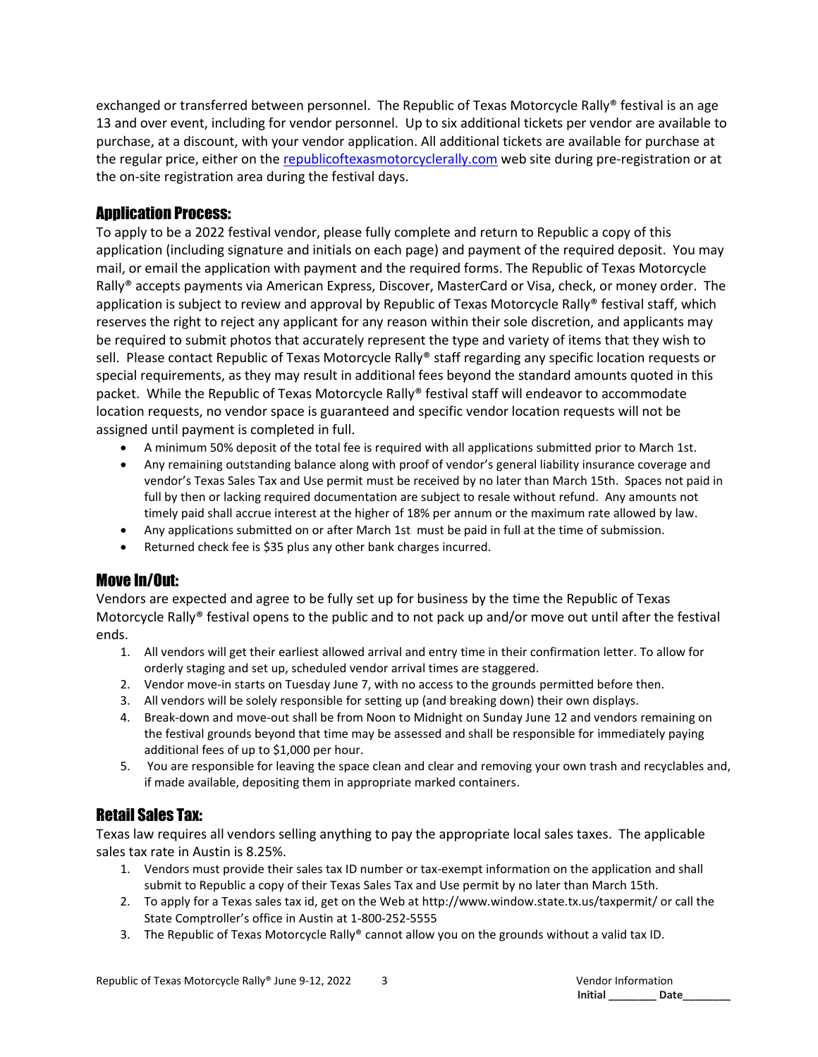exchanged or transferred between personnel. The Republic of Texas Motorcycle Rally® festival is an age 13 and over event, including for vendor personnel. Up to six additional tickets per vendor are available to purchase, at a discount, with your vendor application. All additional tickets are available for purchase at the regular price, either on the [republicoftexasmotorcyclerally.com](republicoftexasmotorcyclerally.com) web site during pre-registration or at the on-site registration area during the festival days.

## Application Process:

To apply to be a 2022 festival vendor, please fully complete and return to Republic a copy of this application (including signature and initials on each page) and payment of the required deposit. You may mail, or email the application with payment and the required forms. The Republic of Texas Motorcycle Rally® accepts payments via American Express, Discover, MasterCard or Visa, check, or money order. The application is subject to review and approval by Republic of Texas Motorcycle Rally® festival staff, which reserves the right to reject any applicant for any reason within their sole discretion, and applicants may be required to submit photos that accurately represent the type and variety of items that they wish to sell. Please contact Republic of Texas Motorcycle Rally® staff regarding any specific location requests or special requirements, as they may result in additional fees beyond the standard amounts quoted in this packet. While the Republic of Texas Motorcycle Rally® festival staff will endeavor to accommodate location requests, no vendor space is guaranteed and specific vendor location requests will not be assigned until payment is completed in full.

- A minimum 50% deposit of the total fee is required with all applications submitted prior to March 1st.
- Any remaining outstanding balance along with proof of vendor's general liability insurance coverage and vendor's Texas Sales Tax and Use permit must be received by no later than March 15th. Spaces not paid in full by then or lacking required documentation are subject to resale without refund. Any amounts not timely paid shall accrue interest at the higher of 18% per annum or the maximum rate allowed by law.
- Any applications submitted on or after March 1st must be paid in full at the time of submission.
- Returned check fee is $35 plus any other bank charges incurred.

## Move In/Out:

Vendors are expected and agree to be fully set up for business by the time the Republic of Texas Motorcycle Rally® festival opens to the public and to not pack up and/or move out until after the festival ends.

1. All vendors will get their earliest allowed arrival and entry time in their confirmation letter. To allow for orderly staging and set up, scheduled vendor arrival times are staggered.
2. Vendor move-in starts on Tuesday June 7, with no access to the grounds permitted before then.
3. All vendors will be solely responsible for setting up (and breaking down) their own displays.
4. Break-down and move-out shall be from Noon to Midnight on Sunday June 12 and vendors remaining on the festival grounds beyond that time may be assessed and shall be responsible for immediately paying additional fees of up to $1,000 per hour.
5. You are responsible for leaving the space clean and clear and removing your own trash and recyclables and, if made available, depositing them in appropriate marked containers.

## Retail Sales Tax:

Texas law requires all vendors selling anything to pay the appropriate local sales taxes. The applicable sales tax rate in Austin is 8.25%.

1. Vendors must provide their sales tax ID number or tax-exempt information on the application and shall submit to Republic a copy of their Texas Sales Tax and Use permit by no later than March 15th.
2. To apply for a Texas sales tax id, get on the Web at http://www.window.state.tx.us/taxpermit/ or call the State Comptroller's office in Austin at 1-800-252-5555
3. The Republic of Texas Motorcycle Rally® cannot allow you on the grounds without a valid tax ID.

Initial ________ Date________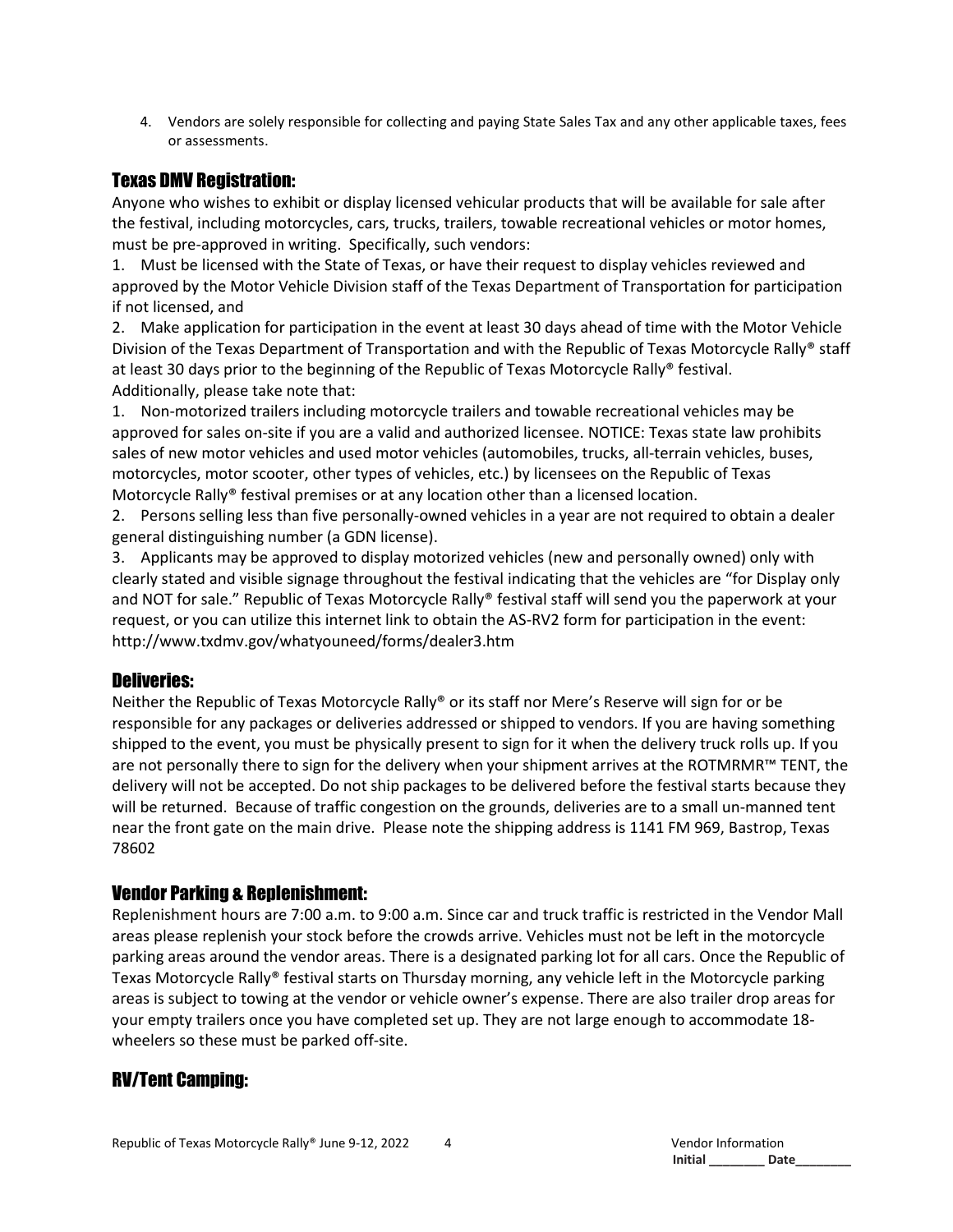4. Vendors are solely responsible for collecting and paying State Sales Tax and any other applicable taxes, fees or assessments.

## Texas DMV Registration:

Anyone who wishes to exhibit or display licensed vehicular products that will be available for sale after the festival, including motorcycles, cars, trucks, trailers, towable recreational vehicles or motor homes, must be pre-approved in writing. Specifically, such vendors:

1. Must be licensed with the State of Texas, or have their request to display vehicles reviewed and approved by the Motor Vehicle Division staff of the Texas Department of Transportation for participation if not licensed, and
2. Make application for participation in the event at least 30 days ahead of time with the Motor Vehicle Division of the Texas Department of Transportation and with the Republic of Texas Motorcycle Rally® staff at least 30 days prior to the beginning of the Republic of Texas Motorcycle Rally® festival.

Additionally, please take note that:

1. Non-motorized trailers including motorcycle trailers and towable recreational vehicles may be approved for sales on-site if you are a valid and authorized licensee. NOTICE: Texas state law prohibits sales of new motor vehicles and used motor vehicles (automobiles, trucks, all-terrain vehicles, buses, motorcycles, motor scooter, other types of vehicles, etc.) by licensees on the Republic of Texas Motorcycle Rally® festival premises or at any location other than a licensed location.
2. Persons selling less than five personally-owned vehicles in a year are not required to obtain a dealer general distinguishing number (a GDN license).
3. Applicants may be approved to display motorized vehicles (new and personally owned) only with clearly stated and visible signage throughout the festival indicating that the vehicles are "for Display only and NOT for sale." Republic of Texas Motorcycle Rally® festival staff will send you the paperwork at your request, or you can utilize this internet link to obtain the AS-RV2 form for participation in the event: http://www.txdmv.gov/whatyouneed/forms/dealer3.htm

## Deliveries:

Neither the Republic of Texas Motorcycle Rally® or its staff nor Mere's Reserve will sign for or be responsible for any packages or deliveries addressed or shipped to vendors. If you are having something shipped to the event, you must be physically present to sign for it when the delivery truck rolls up. If you are not personally there to sign for the delivery when your shipment arrives at the ROTMRMR™ TENT, the delivery will not be accepted. Do not ship packages to be delivered before the festival starts because they will be returned. Because of traffic congestion on the grounds, deliveries are to a small un-manned tent near the front gate on the main drive. Please note the shipping address is 1141 FM 969, Bastrop, Texas 78602

## Vendor Parking & Replenishment:

Replenishment hours are 7:00 a.m. to 9:00 a.m. Since car and truck traffic is restricted in the Vendor Mall areas please replenish your stock before the crowds arrive. Vehicles must not be left in the motorcycle parking areas around the vendor areas. There is a designated parking lot for all cars. Once the Republic of Texas Motorcycle Rally® festival starts on Thursday morning, any vehicle left in the Motorcycle parking areas is subject to towing at the vendor or vehicle owner's expense. There are also trailer drop areas for your empty trailers once you have completed set up. They are not large enough to accommodate 18-wheelers so these must be parked off-site.

## RV/Tent Camping: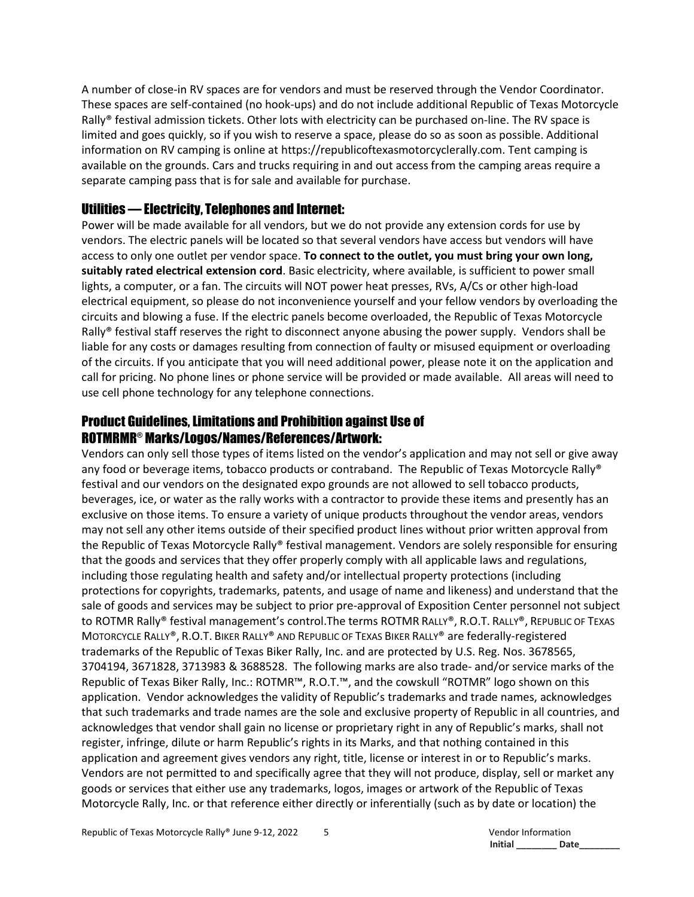A number of close-in RV spaces are for vendors and must be reserved through the Vendor Coordinator. These spaces are self-contained (no hook-ups) and do not include additional Republic of Texas Motorcycle Rally® festival admission tickets. Other lots with electricity can be purchased on-line. The RV space is limited and goes quickly, so if you wish to reserve a space, please do so as soon as possible. Additional information on RV camping is online at https://republicoftexasmotorcyclerally.com. Tent camping is available on the grounds. Cars and trucks requiring in and out access from the camping areas require a separate camping pass that is for sale and available for purchase.

## Utilities — Electricity, Telephones and Internet:

Power will be made available for all vendors, but we do not provide any extension cords for use by vendors. The electric panels will be located so that several vendors have access but vendors will have access to only one outlet per vendor space. **To connect to the outlet, you must bring your own long, suitably rated electrical extension cord**. Basic electricity, where available, is sufficient to power small lights, a computer, or a fan. The circuits will NOT power heat presses, RVs, A/Cs or other high-load electrical equipment, so please do not inconvenience yourself and your fellow vendors by overloading the circuits and blowing a fuse. If the electric panels become overloaded, the Republic of Texas Motorcycle Rally® festival staff reserves the right to disconnect anyone abusing the power supply. Vendors shall be liable for any costs or damages resulting from connection of faulty or misused equipment or overloading of the circuits. If you anticipate that you will need additional power, please note it on the application and call for pricing. No phone lines or phone service will be provided or made available. All areas will need to use cell phone technology for any telephone connections.

## Product Guidelines, Limitations and Prohibition against Use of ROTMRMR® Marks/Logos/Names/References/Artwork:

Vendors can only sell those types of items listed on the vendor's application and may not sell or give away any food or beverage items, tobacco products or contraband. The Republic of Texas Motorcycle Rally® festival and our vendors on the designated expo grounds are not allowed to sell tobacco products, beverages, ice, or water as the rally works with a contractor to provide these items and presently has an exclusive on those items. To ensure a variety of unique products throughout the vendor areas, vendors may not sell any other items outside of their specified product lines without prior written approval from the Republic of Texas Motorcycle Rally® festival management. Vendors are solely responsible for ensuring that the goods and services that they offer properly comply with all applicable laws and regulations, including those regulating health and safety and/or intellectual property protections (including protections for copyrights, trademarks, patents, and usage of name and likeness) and understand that the sale of goods and services may be subject to prior pre-approval of Exposition Center personnel not subject to ROTMR Rally® festival management's control.The terms ROTMR RALLY®, R.O.T. RALLY®, REPUBLIC OF TEXAS MOTORCYCLE RALLY®, R.O.T. BIKER RALLY® AND REPUBLIC OF TEXAS BIKER RALLY® are federally-registered trademarks of the Republic of Texas Biker Rally, Inc. and are protected by U.S. Reg. Nos. 3678565, 3704194, 3671828, 3713983 & 3688528. The following marks are also trade- and/or service marks of the Republic of Texas Biker Rally, Inc.: ROTMR™, R.O.T.™, and the cowskull "ROTMR" logo shown on this application. Vendor acknowledges the validity of Republic's trademarks and trade names, acknowledges that such trademarks and trade names are the sole and exclusive property of Republic in all countries, and acknowledges that vendor shall gain no license or proprietary right in any of Republic's marks, shall not register, infringe, dilute or harm Republic's rights in its Marks, and that nothing contained in this application and agreement gives vendors any right, title, license or interest in or to Republic's marks. Vendors are not permitted to and specifically agree that they will not produce, display, sell or market any goods or services that either use any trademarks, logos, images or artwork of the Republic of Texas Motorcycle Rally, Inc. or that reference either directly or inferentially (such as by date or location) the

Initial ________ Date________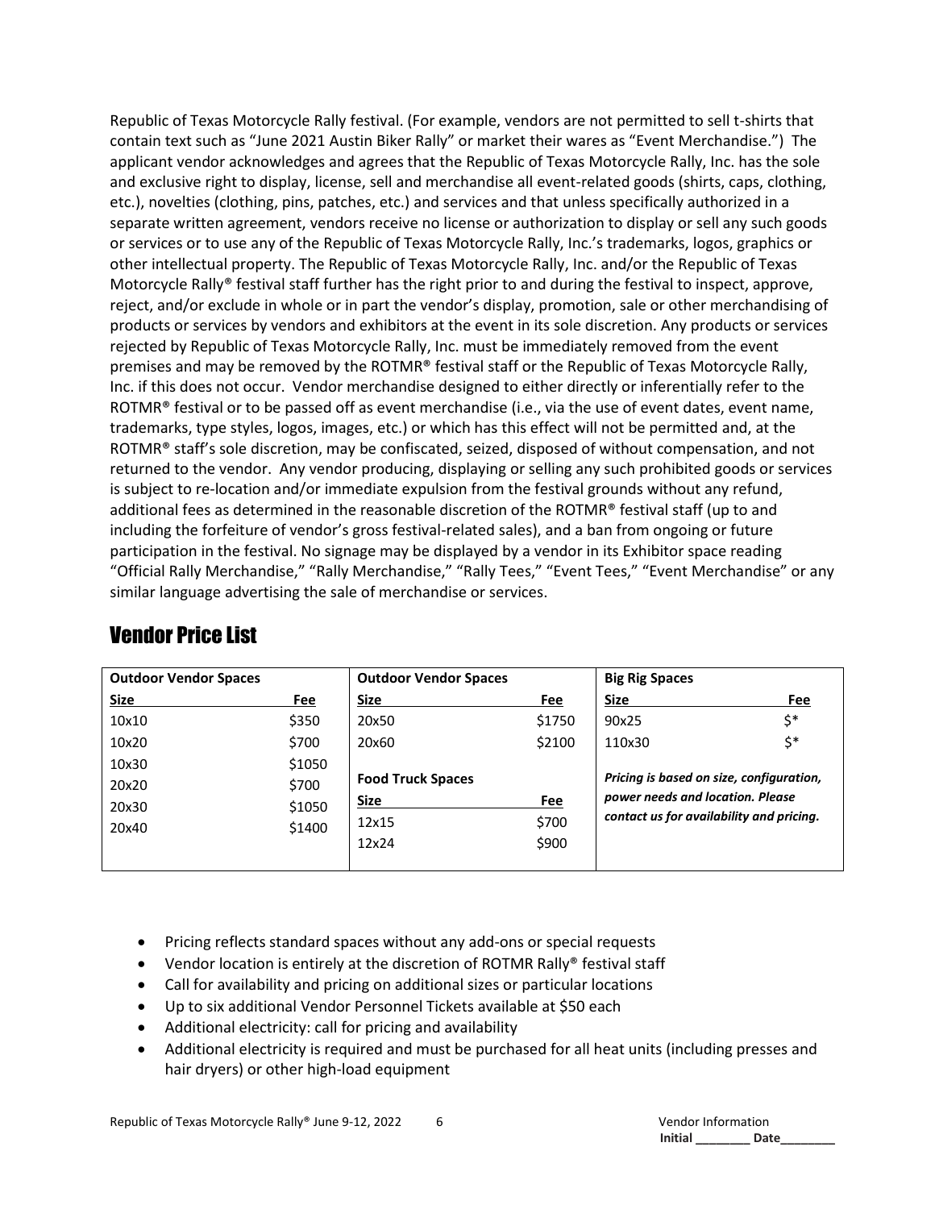Republic of Texas Motorcycle Rally festival. (For example, vendors are not permitted to sell t-shirts that contain text such as "June 2021 Austin Biker Rally" or market their wares as "Event Merchandise.") The applicant vendor acknowledges and agrees that the Republic of Texas Motorcycle Rally, Inc. has the sole and exclusive right to display, license, sell and merchandise all event-related goods (shirts, caps, clothing, etc.), novelties (clothing, pins, patches, etc.) and services and that unless specifically authorized in a separate written agreement, vendors receive no license or authorization to display or sell any such goods or services or to use any of the Republic of Texas Motorcycle Rally, Inc.'s trademarks, logos, graphics or other intellectual property. The Republic of Texas Motorcycle Rally, Inc. and/or the Republic of Texas Motorcycle Rally® festival staff further has the right prior to and during the festival to inspect, approve, reject, and/or exclude in whole or in part the vendor's display, promotion, sale or other merchandising of products or services by vendors and exhibitors at the event in its sole discretion. Any products or services rejected by Republic of Texas Motorcycle Rally, Inc. must be immediately removed from the event premises and may be removed by the ROTMR® festival staff or the Republic of Texas Motorcycle Rally, Inc. if this does not occur. Vendor merchandise designed to either directly or inferentially refer to the ROTMR® festival or to be passed off as event merchandise (i.e., via the use of event dates, event name, trademarks, type styles, logos, images, etc.) or which has this effect will not be permitted and, at the ROTMR® staff's sole discretion, may be confiscated, seized, disposed of without compensation, and not returned to the vendor. Any vendor producing, displaying or selling any such prohibited goods or services is subject to re-location and/or immediate expulsion from the festival grounds without any refund, additional fees as determined in the reasonable discretion of the ROTMR® festival staff (up to and including the forfeiture of vendor's gross festival-related sales), and a ban from ongoing or future participation in the festival. No signage may be displayed by a vendor in its Exhibitor space reading "Official Rally Merchandise," "Rally Merchandise," "Rally Tees," "Event Tees," "Event Merchandise" or any similar language advertising the sale of merchandise or services.

## Vendor Price List

**Outdoor Vendor Spaces**

| Size | Fee |
|---|---|
| 10x10 | $350 |
| 10x20 | $700 |
| 10x30 | $1050 |
| 20x20 | $700 |
| 20x30 | $1050 |
| 20x40 | $1400 |
| 20x50 | $1750 |
| 20x60 | $2100 |

**Food Truck Spaces**

| Size | Fee |
|---|---|
| 12x15 | $700 |
| 12x24 | $900 |

**Big Rig Spaces**

| Size | Fee |
|---|---|
| 90x25 | $* |
| 110x30 | $* |

***Pricing is based on size, configuration, power needs and location. Please contact us for availability and pricing.***

- Pricing reflects standard spaces without any add-ons or special requests
- Vendor location is entirely at the discretion of ROTMR Rally® festival staff
- Call for availability and pricing on additional sizes or particular locations
- Up to six additional Vendor Personnel Tickets available at $50 each
- Additional electricity: call for pricing and availability
- Additional electricity is required and must be purchased for all heat units (including presses and hair dryers) or other high-load equipment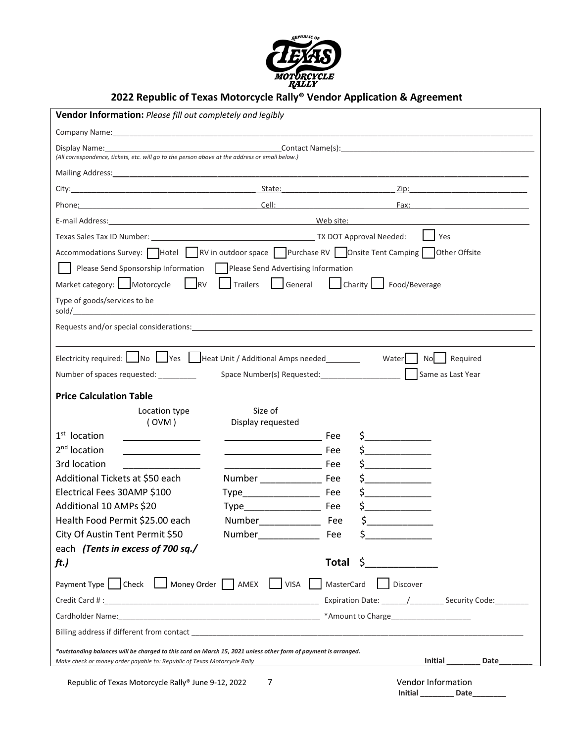## 2022 Republic of Texas Motorcycle Rally® Vendor Application & Agreement

**Vendor Information:** *Please fill out completely and legibly*

Company Name:\_\_\_\_\_\_\_\_\_\_\_\_\_\_\_\_\_\_\_\_\_\_\_\_\_\_\_\_\_\_\_\_\_\_\_\_\_\_\_\_\_\_\_\_

Display Name:\_\_\_\_\_\_\_\_\_\_\_\_\_\_\_\_\_\_\_\_ Contact Name(s):\_\_\_\_\_\_\_\_\_\_\_\_\_\_\_\_\_\_\_\_

*(All correspondence, tickets, etc. will go to the person above at the address or email below.)*

Mailing Address:\_\_\_\_\_\_\_\_\_\_\_\_\_\_\_\_\_\_\_\_\_\_\_\_\_\_\_\_\_\_\_\_\_\_\_\_\_\_\_\_\_\_\_\_

City:\_\_\_\_\_\_\_\_\_\_\_\_\_\_\_\_\_\_\_\_ State:\_\_\_\_\_\_\_\_\_\_\_\_\_\_ Zip:\_\_\_\_\_\_\_\_\_\_\_\_\_\_

Phone:\_\_\_\_\_\_\_\_\_\_\_\_\_\_\_\_\_\_\_\_ Cell:\_\_\_\_\_\_\_\_\_\_\_\_\_\_ Fax:\_\_\_\_\_\_\_\_\_\_\_\_\_\_

E-mail Address:\_\_\_\_\_\_\_\_\_\_\_\_\_\_\_\_\_\_\_\_ Web site:\_\_\_\_\_\_\_\_\_\_\_\_\_\_\_\_\_\_\_\_

Texas Sales Tax ID Number: \_\_\_\_\_\_\_\_\_\_\_\_\_\_\_\_\_\_\_\_ TX DOT Approval Needed: ☐ Yes

Accommodations Survey: ☐ Hotel ☐ RV in outdoor space ☐ Purchase RV ☐ Onsite Tent Camping ☐ Other Offsite

☐ Please Send Sponsorship Information ☐ Please Send Advertising Information

Market category: ☐ Motorcycle ☐ RV ☐ Trailers ☐ General ☐ Charity ☐ Food/Beverage

Type of goods/services to be sold/\_\_\_\_\_\_\_\_\_\_\_\_\_\_\_\_\_\_\_\_\_\_\_\_\_\_\_\_\_\_\_\_\_\_\_\_\_\_\_\_\_\_\_\_

Requests and/or special considerations:\_\_\_\_\_\_\_\_\_\_\_\_\_\_\_\_\_\_\_\_\_\_\_\_\_\_\_\_\_\_\_\_\_\_\_\_\_\_\_\_

\_\_\_\_\_\_\_\_\_\_\_\_\_\_\_\_\_\_\_\_\_\_\_\_\_\_\_\_\_\_\_\_\_\_\_\_\_\_\_\_\_\_\_\_\_\_\_\_\_\_\_\_\_\_\_\_\_\_\_\_\_\_\_\_\_\_

Electricity required: ☐ No ☐ Yes ☐ Heat Unit / Additional Amps needed\_\_\_\_\_\_\_\_ Water: ☐ No ☐ Required

Number of spaces requested: \_\_\_\_\_\_\_\_\_ Space Number(s) Requested:\_\_\_\_\_\_\_\_\_\_\_\_\_\_\_\_\_\_\_ ☐ Same as Last Year

### Price Calculation Table

| | Location type ( OVM ) | Size of Display requested | | |
|---|---|---|---|---|
| 1st location | \_\_\_\_\_\_\_\_\_\_\_\_ | \_\_\_\_\_\_\_\_\_\_\_\_ | Fee | $\_\_\_\_\_\_\_\_\_\_\_\_ |
| 2nd location | \_\_\_\_\_\_\_\_\_\_\_\_ | \_\_\_\_\_\_\_\_\_\_\_\_ | Fee | $\_\_\_\_\_\_\_\_\_\_\_\_ |
| 3rd location | \_\_\_\_\_\_\_\_\_\_\_\_ | \_\_\_\_\_\_\_\_\_\_\_\_ | Fee | $\_\_\_\_\_\_\_\_\_\_\_\_ |
| Additional Tickets at $50 each | | Number \_\_\_\_\_\_\_\_\_\_\_\_ | Fee | $\_\_\_\_\_\_\_\_\_\_\_\_ |
| Electrical Fees 30AMP $100 | | Type\_\_\_\_\_\_\_\_\_\_\_\_ | Fee | $\_\_\_\_\_\_\_\_\_\_\_\_ |
| Additional 10 AMPs $20 | | Type\_\_\_\_\_\_\_\_\_\_\_\_ | Fee | $\_\_\_\_\_\_\_\_\_\_\_\_ |
| Health Food Permit $25.00 each | | Number\_\_\_\_\_\_\_\_\_\_\_\_ | Fee | $\_\_\_\_\_\_\_\_\_\_\_\_ |
| City Of Austin Tent Permit $50 each ***(Tents in excess of 700 sq./ ft.)*** | | Number\_\_\_\_\_\_\_\_\_\_\_\_ | Fee | $\_\_\_\_\_\_\_\_\_\_\_\_ |
| | | | **Total** | $\_\_\_\_\_\_\_\_\_\_\_\_ |

Payment Type ☐ Check ☐ Money Order ☐ AMEX ☐ VISA ☐ MasterCard ☐ Discover

Credit Card # :\_\_\_\_\_\_\_\_\_\_\_\_\_\_\_\_\_\_\_\_\_\_\_\_\_\_\_\_ Expiration Date: \_\_\_\_\_\_/\_\_\_\_\_\_\_\_ Security Code:\_\_\_\_\_\_\_\_

Cardholder Name:\_\_\_\_\_\_\_\_\_\_\_\_\_\_\_\_\_\_\_\_\_\_\_\_\_\_\_\_ \*Amount to Charge\_\_\_\_\_\_\_\_\_\_\_\_\_\_\_\_\_\_\_

Billing address if different from contact \_\_\_\_\_\_\_\_\_\_\_\_\_\_\_\_\_\_\_\_\_\_\_\_\_\_\_\_\_\_\_\_\_\_\_\_\_\_\_\_

***\*outstanding balances will be charged to this card on March 15, 2021 unless other form of payment is arranged.***

*Make check or money order payable to: Republic of Texas Motorcycle Rally*

**Initial \_\_\_\_\_\_\_\_ Date\_\_\_\_\_\_\_\_**

Vendor Information

**Initial \_\_\_\_\_\_\_\_ Date\_\_\_\_\_\_\_\_**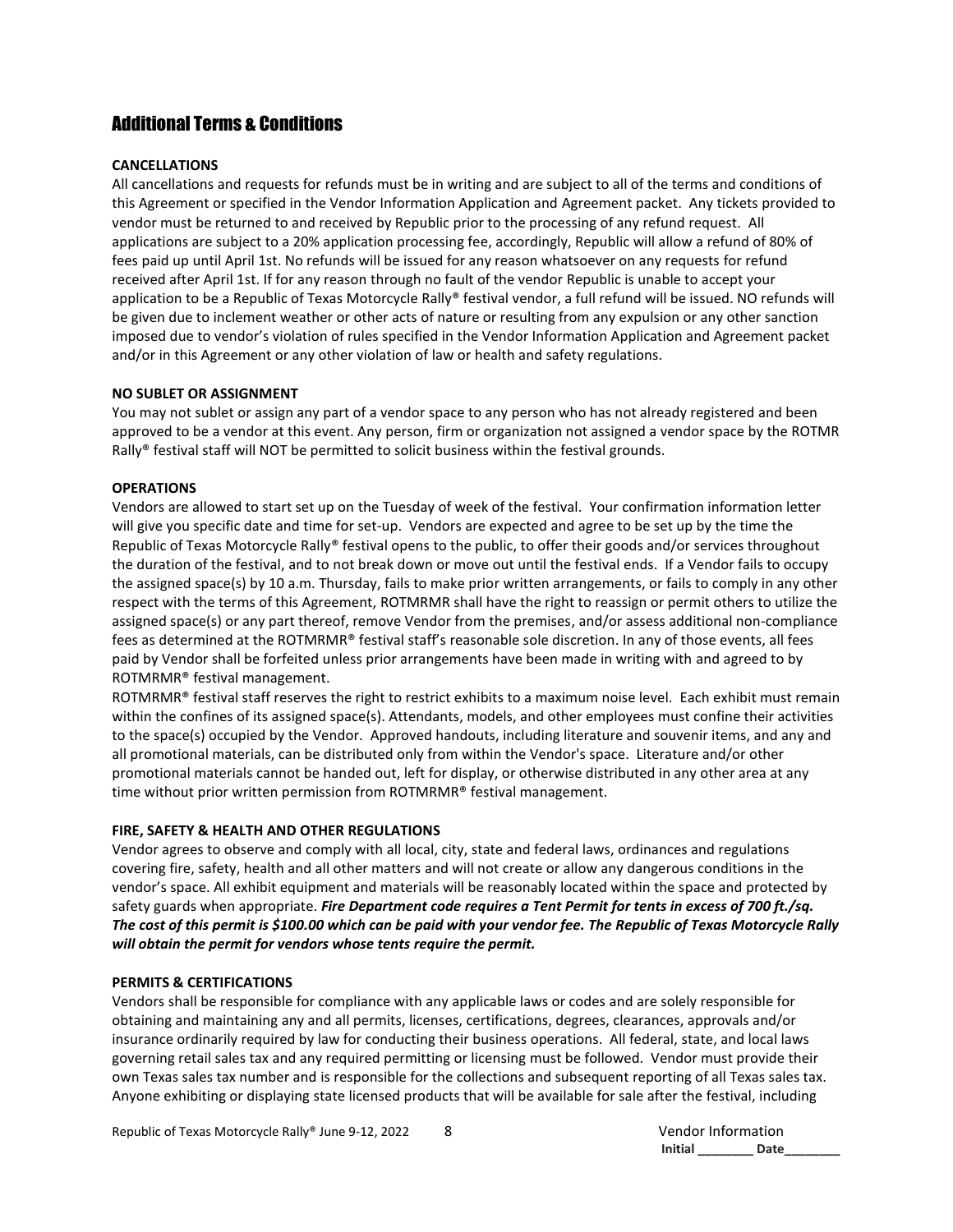## Additional Terms & Conditions

**CANCELLATIONS**

All cancellations and requests for refunds must be in writing and are subject to all of the terms and conditions of this Agreement or specified in the Vendor Information Application and Agreement packet. Any tickets provided to vendor must be returned to and received by Republic prior to the processing of any refund request. All applications are subject to a 20% application processing fee, accordingly, Republic will allow a refund of 80% of fees paid up until April 1st. No refunds will be issued for any reason whatsoever on any requests for refund received after April 1st. If for any reason through no fault of the vendor Republic is unable to accept your application to be a Republic of Texas Motorcycle Rally® festival vendor, a full refund will be issued. NO refunds will be given due to inclement weather or other acts of nature or resulting from any expulsion or any other sanction imposed due to vendor's violation of rules specified in the Vendor Information Application and Agreement packet and/or in this Agreement or any other violation of law or health and safety regulations.

**NO SUBLET OR ASSIGNMENT**

You may not sublet or assign any part of a vendor space to any person who has not already registered and been approved to be a vendor at this event. Any person, firm or organization not assigned a vendor space by the ROTMR Rally® festival staff will NOT be permitted to solicit business within the festival grounds.

**OPERATIONS**

Vendors are allowed to start set up on the Tuesday of week of the festival. Your confirmation information letter will give you specific date and time for set-up. Vendors are expected and agree to be set up by the time the Republic of Texas Motorcycle Rally® festival opens to the public, to offer their goods and/or services throughout the duration of the festival, and to not break down or move out until the festival ends. If a Vendor fails to occupy the assigned space(s) by 10 a.m. Thursday, fails to make prior written arrangements, or fails to comply in any other respect with the terms of this Agreement, ROTMRMR shall have the right to reassign or permit others to utilize the assigned space(s) or any part thereof, remove Vendor from the premises, and/or assess additional non-compliance fees as determined at the ROTMRMR® festival staff's reasonable sole discretion. In any of those events, all fees paid by Vendor shall be forfeited unless prior arrangements have been made in writing with and agreed to by ROTMRMR® festival management.

ROTMRMR® festival staff reserves the right to restrict exhibits to a maximum noise level. Each exhibit must remain within the confines of its assigned space(s). Attendants, models, and other employees must confine their activities to the space(s) occupied by the Vendor. Approved handouts, including literature and souvenir items, and any and all promotional materials, can be distributed only from within the Vendor's space. Literature and/or other promotional materials cannot be handed out, left for display, or otherwise distributed in any other area at any time without prior written permission from ROTMRMR® festival management.

**FIRE, SAFETY & HEALTH AND OTHER REGULATIONS**

Vendor agrees to observe and comply with all local, city, state and federal laws, ordinances and regulations covering fire, safety, health and all other matters and will not create or allow any dangerous conditions in the vendor's space. All exhibit equipment and materials will be reasonably located within the space and protected by safety guards when appropriate. ***Fire Department code requires a Tent Permit for tents in excess of 700 ft./sq. The cost of this permit is $100.00 which can be paid with your vendor fee. The Republic of Texas Motorcycle Rally will obtain the permit for vendors whose tents require the permit.***

**PERMITS & CERTIFICATIONS**

Vendors shall be responsible for compliance with any applicable laws or codes and are solely responsible for obtaining and maintaining any and all permits, licenses, certifications, degrees, clearances, approvals and/or insurance ordinarily required by law for conducting their business operations. All federal, state, and local laws governing retail sales tax and any required permitting or licensing must be followed. Vendor must provide their own Texas sales tax number and is responsible for the collections and subsequent reporting of all Texas sales tax. Anyone exhibiting or displaying state licensed products that will be available for sale after the festival, including

Vendor Information
Initial ________ Date________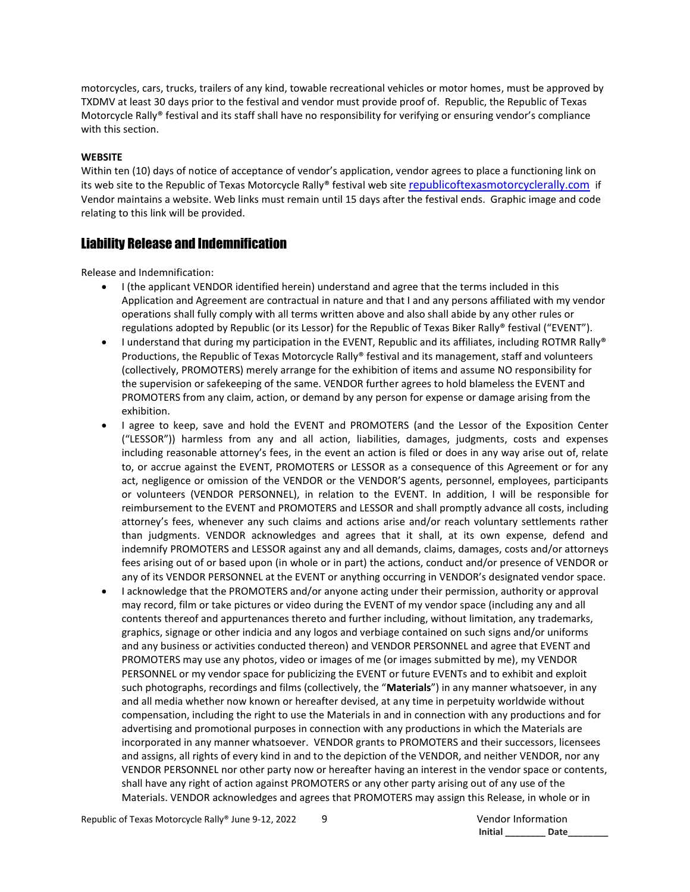motorcycles, cars, trucks, trailers of any kind, towable recreational vehicles or motor homes, must be approved by TXDMV at least 30 days prior to the festival and vendor must provide proof of. Republic, the Republic of Texas Motorcycle Rally® festival and its staff shall have no responsibility for verifying or ensuring vendor's compliance with this section.

**WEBSITE**

Within ten (10) days of notice of acceptance of vendor's application, vendor agrees to place a functioning link on its web site to the Republic of Texas Motorcycle Rally® festival web site republicoftexasmotorcyclerally.com if Vendor maintains a website. Web links must remain until 15 days after the festival ends. Graphic image and code relating to this link will be provided.

## Liability Release and Indemnification

Release and Indemnification:

- I (the applicant VENDOR identified herein) understand and agree that the terms included in this Application and Agreement are contractual in nature and that I and any persons affiliated with my vendor operations shall fully comply with all terms written above and also shall abide by any other rules or regulations adopted by Republic (or its Lessor) for the Republic of Texas Biker Rally® festival ("EVENT").
- I understand that during my participation in the EVENT, Republic and its affiliates, including ROTMR Rally® Productions, the Republic of Texas Motorcycle Rally® festival and its management, staff and volunteers (collectively, PROMOTERS) merely arrange for the exhibition of items and assume NO responsibility for the supervision or safekeeping of the same. VENDOR further agrees to hold blameless the EVENT and PROMOTERS from any claim, action, or demand by any person for expense or damage arising from the exhibition.
- I agree to keep, save and hold the EVENT and PROMOTERS (and the Lessor of the Exposition Center ("LESSOR")) harmless from any and all action, liabilities, damages, judgments, costs and expenses including reasonable attorney's fees, in the event an action is filed or does in any way arise out of, relate to, or accrue against the EVENT, PROMOTERS or LESSOR as a consequence of this Agreement or for any act, negligence or omission of the VENDOR or the VENDOR'S agents, personnel, employees, participants or volunteers (VENDOR PERSONNEL), in relation to the EVENT. In addition, I will be responsible for reimbursement to the EVENT and PROMOTERS and LESSOR and shall promptly advance all costs, including attorney's fees, whenever any such claims and actions arise and/or reach voluntary settlements rather than judgments. VENDOR acknowledges and agrees that it shall, at its own expense, defend and indemnify PROMOTERS and LESSOR against any and all demands, claims, damages, costs and/or attorneys fees arising out of or based upon (in whole or in part) the actions, conduct and/or presence of VENDOR or any of its VENDOR PERSONNEL at the EVENT or anything occurring in VENDOR's designated vendor space.
- I acknowledge that the PROMOTERS and/or anyone acting under their permission, authority or approval may record, film or take pictures or video during the EVENT of my vendor space (including any and all contents thereof and appurtenances thereto and further including, without limitation, any trademarks, graphics, signage or other indicia and any logos and verbiage contained on such signs and/or uniforms and any business or activities conducted thereon) and VENDOR PERSONNEL and agree that EVENT and PROMOTERS may use any photos, video or images of me (or images submitted by me), my VENDOR PERSONNEL or my vendor space for publicizing the EVENT or future EVENTs and to exhibit and exploit such photographs, recordings and films (collectively, the "**Materials**") in any manner whatsoever, in any and all media whether now known or hereafter devised, at any time in perpetuity worldwide without compensation, including the right to use the Materials in and in connection with any productions and for advertising and promotional purposes in connection with any productions in which the Materials are incorporated in any manner whatsoever. VENDOR grants to PROMOTERS and their successors, licensees and assigns, all rights of every kind in and to the depiction of the VENDOR, and neither VENDOR, nor any VENDOR PERSONNEL nor other party now or hereafter having an interest in the vendor space or contents, shall have any right of action against PROMOTERS or any other party arising out of any use of the Materials. VENDOR acknowledges and agrees that PROMOTERS may assign this Release, in whole or in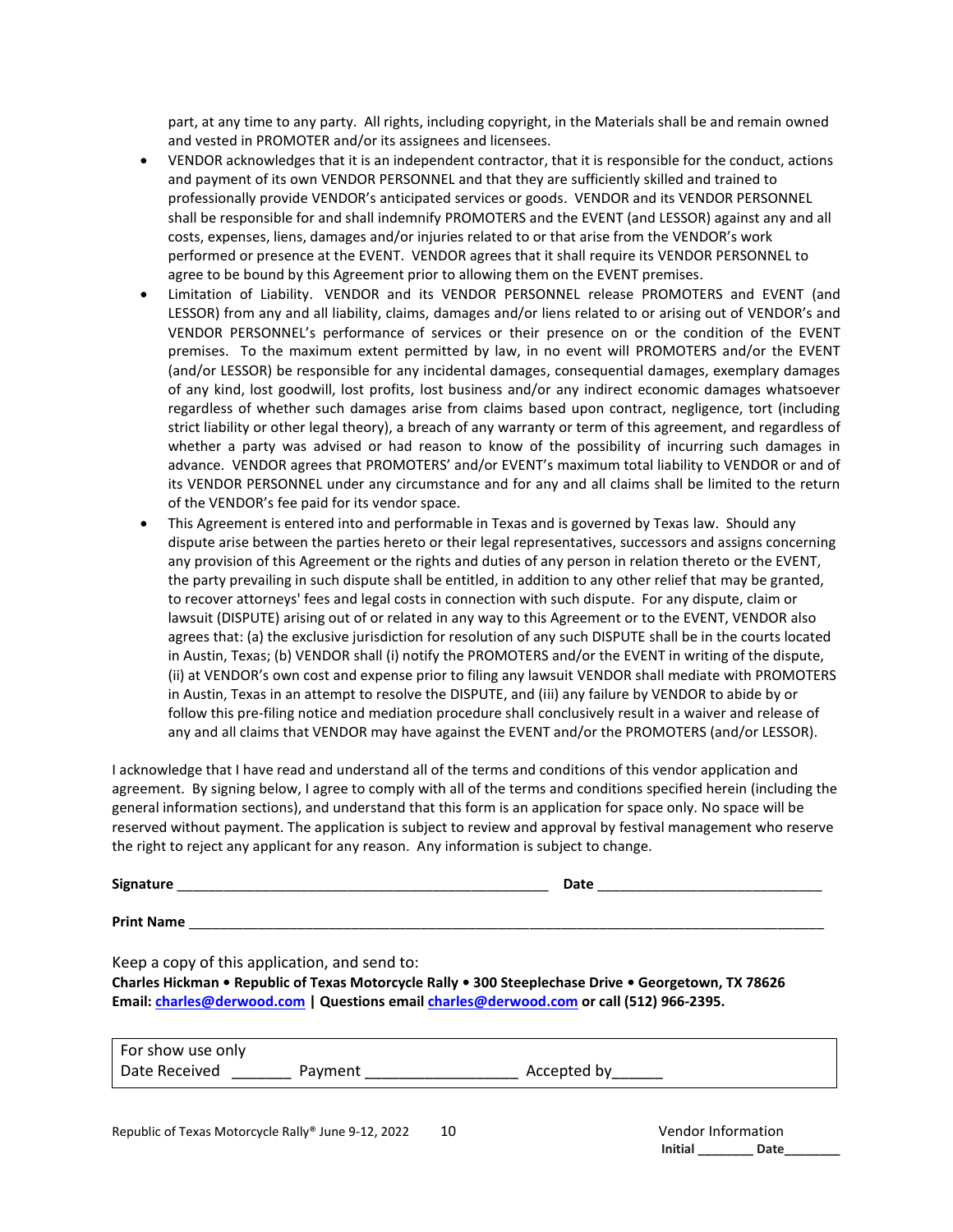part, at any time to any party. All rights, including copyright, in the Materials shall be and remain owned and vested in PROMOTER and/or its assignees and licensees.

- VENDOR acknowledges that it is an independent contractor, that it is responsible for the conduct, actions and payment of its own VENDOR PERSONNEL and that they are sufficiently skilled and trained to professionally provide VENDOR's anticipated services or goods. VENDOR and its VENDOR PERSONNEL shall be responsible for and shall indemnify PROMOTERS and the EVENT (and LESSOR) against any and all costs, expenses, liens, damages and/or injuries related to or that arise from the VENDOR's work performed or presence at the EVENT. VENDOR agrees that it shall require its VENDOR PERSONNEL to agree to be bound by this Agreement prior to allowing them on the EVENT premises.
- Limitation of Liability. VENDOR and its VENDOR PERSONNEL release PROMOTERS and EVENT (and LESSOR) from any and all liability, claims, damages and/or liens related to or arising out of VENDOR's and VENDOR PERSONNEL's performance of services or their presence on or the condition of the EVENT premises. To the maximum extent permitted by law, in no event will PROMOTERS and/or the EVENT (and/or LESSOR) be responsible for any incidental damages, consequential damages, exemplary damages of any kind, lost goodwill, lost profits, lost business and/or any indirect economic damages whatsoever regardless of whether such damages arise from claims based upon contract, negligence, tort (including strict liability or other legal theory), a breach of any warranty or term of this agreement, and regardless of whether a party was advised or had reason to know of the possibility of incurring such damages in advance. VENDOR agrees that PROMOTERS' and/or EVENT's maximum total liability to VENDOR or and of its VENDOR PERSONNEL under any circumstance and for any and all claims shall be limited to the return of the VENDOR's fee paid for its vendor space.
- This Agreement is entered into and performable in Texas and is governed by Texas law. Should any dispute arise between the parties hereto or their legal representatives, successors and assigns concerning any provision of this Agreement or the rights and duties of any person in relation thereto or the EVENT, the party prevailing in such dispute shall be entitled, in addition to any other relief that may be granted, to recover attorneys' fees and legal costs in connection with such dispute. For any dispute, claim or lawsuit (DISPUTE) arising out of or related in any way to this Agreement or to the EVENT, VENDOR also agrees that: (a) the exclusive jurisdiction for resolution of any such DISPUTE shall be in the courts located in Austin, Texas; (b) VENDOR shall (i) notify the PROMOTERS and/or the EVENT in writing of the dispute, (ii) at VENDOR's own cost and expense prior to filing any lawsuit VENDOR shall mediate with PROMOTERS in Austin, Texas in an attempt to resolve the DISPUTE, and (iii) any failure by VENDOR to abide by or follow this pre-filing notice and mediation procedure shall conclusively result in a waiver and release of any and all claims that VENDOR may have against the EVENT and/or the PROMOTERS (and/or LESSOR).

I acknowledge that I have read and understand all of the terms and conditions of this vendor application and agreement. By signing below, I agree to comply with all of the terms and conditions specified herein (including the general information sections), and understand that this form is an application for space only. No space will be reserved without payment. The application is subject to review and approval by festival management who reserve the right to reject any applicant for any reason. Any information is subject to change.

**Signature** _______________________________________________ **Date** ____________________________

**Print Name** _______________________________________________________________________________

Keep a copy of this application, and send to:

**Charles Hickman • Republic of Texas Motorcycle Rally • 300 Steeplechase Drive • Georgetown, TX 78626**
**Email: charles@derwood.com | Questions email charles@derwood.com or call (512) 966-2395.**

| |
|---|
| For show use only<br>Date Received _______ Payment _________________ Accepted by______ |

Vendor Information
**Initial ________ Date________**